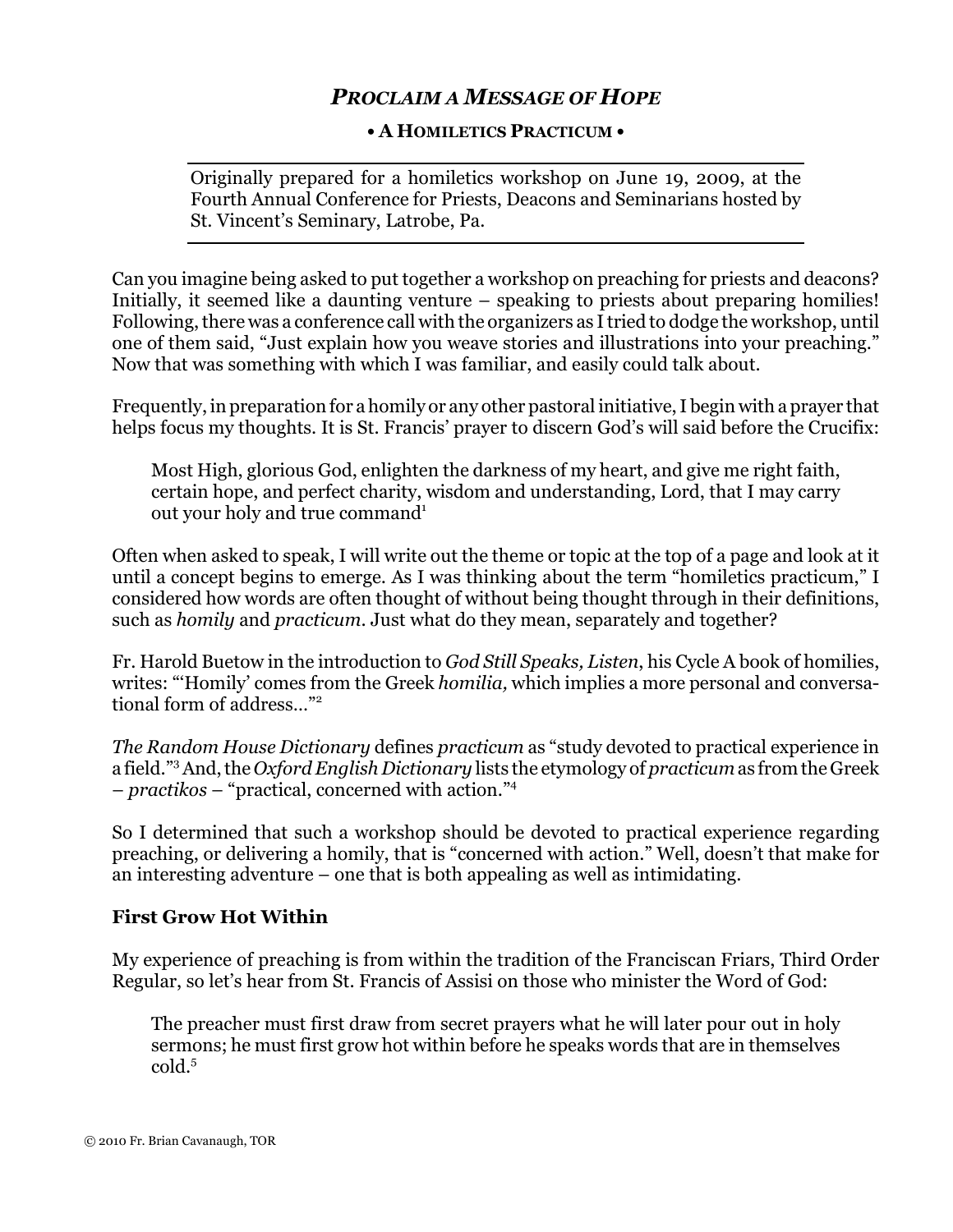# *PROCLAIM A MESSAGE OF HOPE*

**• A HOMILETICS PRACTICUM •**

Originally prepared for a homiletics workshop on June 19, 2009, at the Fourth Annual Conference for Priests, Deacons and Seminarians hosted by St. Vincent's Seminary, Latrobe, Pa.

Can you imagine being asked to put together a workshop on preaching for priests and deacons? Initially, it seemed like a daunting venture – speaking to priests about preparing homilies! Following, there was a conference call with the organizers as I tried to dodge the workshop, until one of them said, "Just explain how you weave stories and illustrations into your preaching." Now that was something with which I was familiar, and easily could talk about.

Frequently, in preparation for a homily or any other pastoral initiative, I begin with a prayer that helps focus my thoughts. It is St. Francis' prayer to discern God's will said before the Crucifix:

> Most High, glorious God, enlighten the darkness of my heart, and give me right faith, certain hope, and perfect charity, wisdom and understanding, Lord, that I may carry out your holy and true command[1]

Often when asked to speak, I will write out the theme or topic at the top of a page and look at it until a concept begins to emerge. As I was thinking about the term "homiletics practicum," I considered how words are often thought of without being thought through in their definitions, such as *homily* and *practicum*. Just what do they mean, separately and together?

Fr. Harold Buetow in the introduction to *God Still Speaks, Listen*, his Cycle A book of homilies, writes: "'Homily' comes from the Greek *homilia,* which implies a more personal and conversational form of address..."[2]

*The Random House Dictionary* defines *practicum* as "study devoted to practical experience in a field."[3] And, the *Oxford English Dictionary* lists the etymology of *practicum* as from the Greek – *practikos* – "practical, concerned with action."[4]

So I determined that such a workshop should be devoted to practical experience regarding preaching, or delivering a homily, that is "concerned with action." Well, doesn't that make for an interesting adventure – one that is both appealing as well as intimidating.

### First Grow Hot Within

My experience of preaching is from within the tradition of the Franciscan Friars, Third Order Regular, so let's hear from St. Francis of Assisi on those who minister the Word of God:

> The preacher must first draw from secret prayers what he will later pour out in holy sermons; he must first grow hot within before he speaks words that are in themselves cold.[5]

© 2010 Fr. Brian Cavanaugh, TOR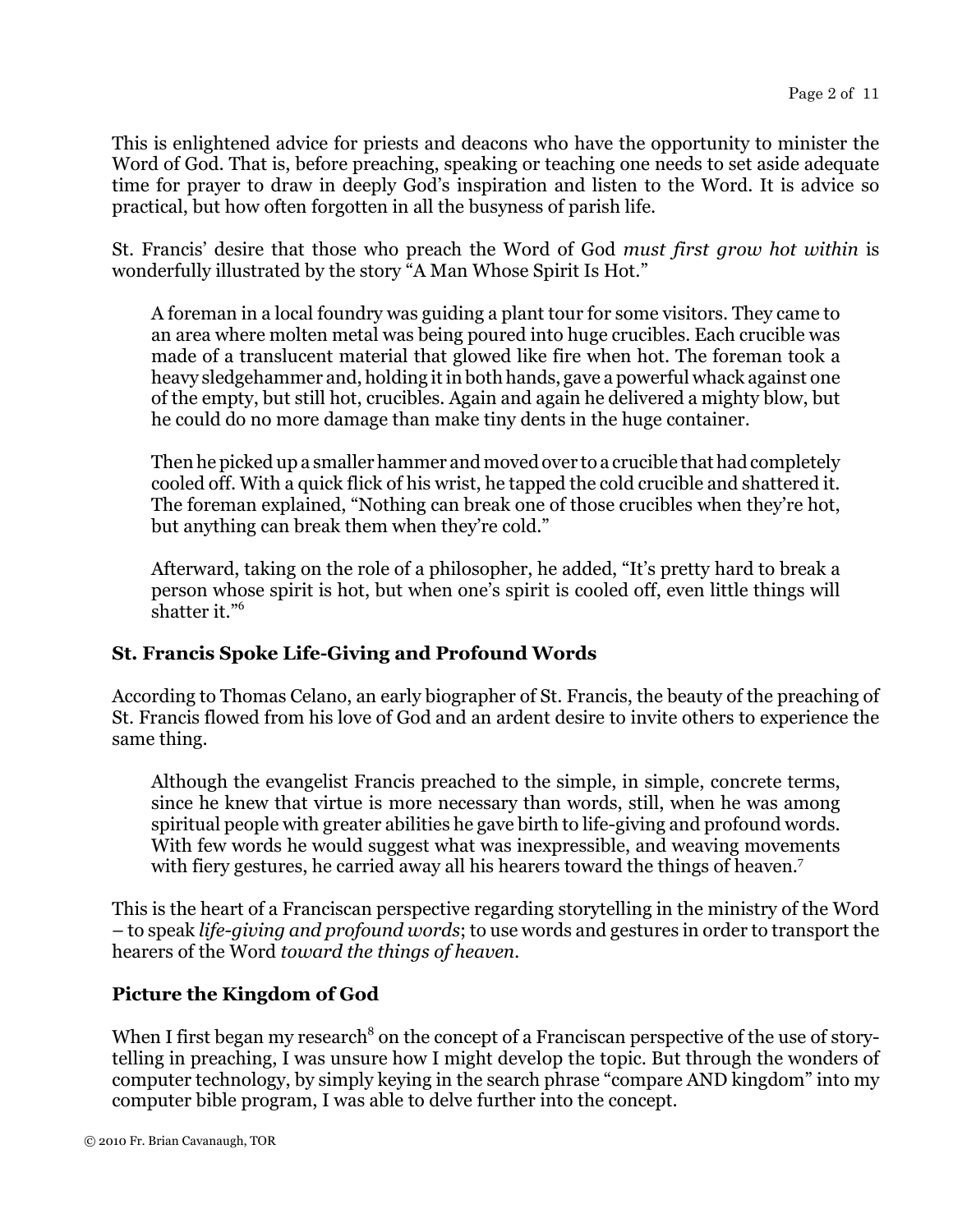This is enlightened advice for priests and deacons who have the opportunity to minister the Word of God. That is, before preaching, speaking or teaching one needs to set aside adequate time for prayer to draw in deeply God's inspiration and listen to the Word. It is advice so practical, but how often forgotten in all the busyness of parish life.

St. Francis' desire that those who preach the Word of God *must first grow hot within* is wonderfully illustrated by the story "A Man Whose Spirit Is Hot."

> A foreman in a local foundry was guiding a plant tour for some visitors. They came to an area where molten metal was being poured into huge crucibles. Each crucible was made of a translucent material that glowed like fire when hot. The foreman took a heavy sledgehammer and, holding it in both hands, gave a powerful whack against one of the empty, but still hot, crucibles. Again and again he delivered a mighty blow, but he could do no more damage than make tiny dents in the huge container.
>
> Then he picked up a smaller hammer and moved over to a crucible that had completely cooled off. With a quick flick of his wrist, he tapped the cold crucible and shattered it. The foreman explained, "Nothing can break one of those crucibles when they're hot, but anything can break them when they're cold."
>
> Afterward, taking on the role of a philosopher, he added, "It's pretty hard to break a person whose spirit is hot, but when one's spirit is cooled off, even little things will shatter it."[6]

### St. Francis Spoke Life-Giving and Profound Words

According to Thomas Celano, an early biographer of St. Francis, the beauty of the preaching of St. Francis flowed from his love of God and an ardent desire to invite others to experience the same thing.

> Although the evangelist Francis preached to the simple, in simple, concrete terms, since he knew that virtue is more necessary than words, still, when he was among spiritual people with greater abilities he gave birth to life-giving and profound words. With few words he would suggest what was inexpressible, and weaving movements with fiery gestures, he carried away all his hearers toward the things of heaven.[7]

This is the heart of a Franciscan perspective regarding storytelling in the ministry of the Word – to speak *life-giving and profound words*; to use words and gestures in order to transport the hearers of the Word *toward the things of heaven*.

### Picture the Kingdom of God

When I first began my research[8] on the concept of a Franciscan perspective of the use of story-telling in preaching, I was unsure how I might develop the topic. But through the wonders of computer technology, by simply keying in the search phrase "compare AND kingdom" into my computer bible program, I was able to delve further into the concept.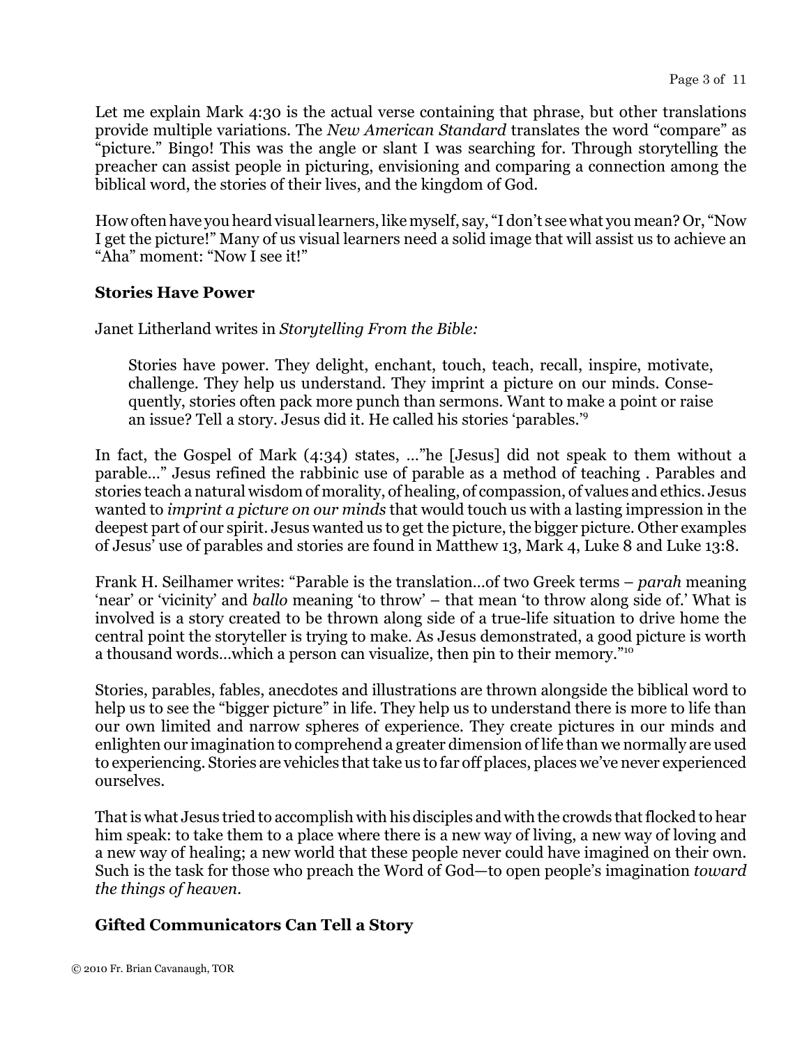Let me explain Mark 4:30 is the actual verse containing that phrase, but other translations provide multiple variations. The *New American Standard* translates the word "compare" as "picture." Bingo! This was the angle or slant I was searching for. Through storytelling the preacher can assist people in picturing, envisioning and comparing a connection among the biblical word, the stories of their lives, and the kingdom of God.

How often have you heard visual learners, like myself, say, "I don't see what you mean? Or, "Now I get the picture!" Many of us visual learners need a solid image that will assist us to achieve an "Aha" moment: "Now I see it!"

**Stories Have Power**

Janet Litherland writes in *Storytelling From the Bible:*

> Stories have power. They delight, enchant, touch, teach, recall, inspire, motivate, challenge. They help us understand. They imprint a picture on our minds. Consequently, stories often pack more punch than sermons. Want to make a point or raise an issue? Tell a story. Jesus did it. He called his stories 'parables.'[9]

In fact, the Gospel of Mark (4:34) states, …"he [Jesus] did not speak to them without a parable…" Jesus refined the rabbinic use of parable as a method of teaching . Parables and stories teach a natural wisdom of morality, of healing, of compassion, of values and ethics. Jesus wanted to *imprint a picture on our minds* that would touch us with a lasting impression in the deepest part of our spirit. Jesus wanted us to get the picture, the bigger picture. Other examples of Jesus' use of parables and stories are found in Matthew 13, Mark 4, Luke 8 and Luke 13:8.

Frank H. Seilhamer writes: "Parable is the translation…of two Greek terms – *parah* meaning 'near' or 'vicinity' and *ballo* meaning 'to throw' – that mean 'to throw along side of.' What is involved is a story created to be thrown along side of a true-life situation to drive home the central point the storyteller is trying to make. As Jesus demonstrated, a good picture is worth a thousand words…which a person can visualize, then pin to their memory."[10]

Stories, parables, fables, anecdotes and illustrations are thrown alongside the biblical word to help us to see the "bigger picture" in life. They help us to understand there is more to life than our own limited and narrow spheres of experience. They create pictures in our minds and enlighten our imagination to comprehend a greater dimension of life than we normally are used to experiencing. Stories are vehicles that take us to far off places, places we've never experienced ourselves.

That is what Jesus tried to accomplish with his disciples and with the crowds that flocked to hear him speak: to take them to a place where there is a new way of living, a new way of loving and a new way of healing; a new world that these people never could have imagined on their own. Such is the task for those who preach the Word of God—to open people's imagination *toward the things of heaven.*

**Gifted Communicators Can Tell a Story**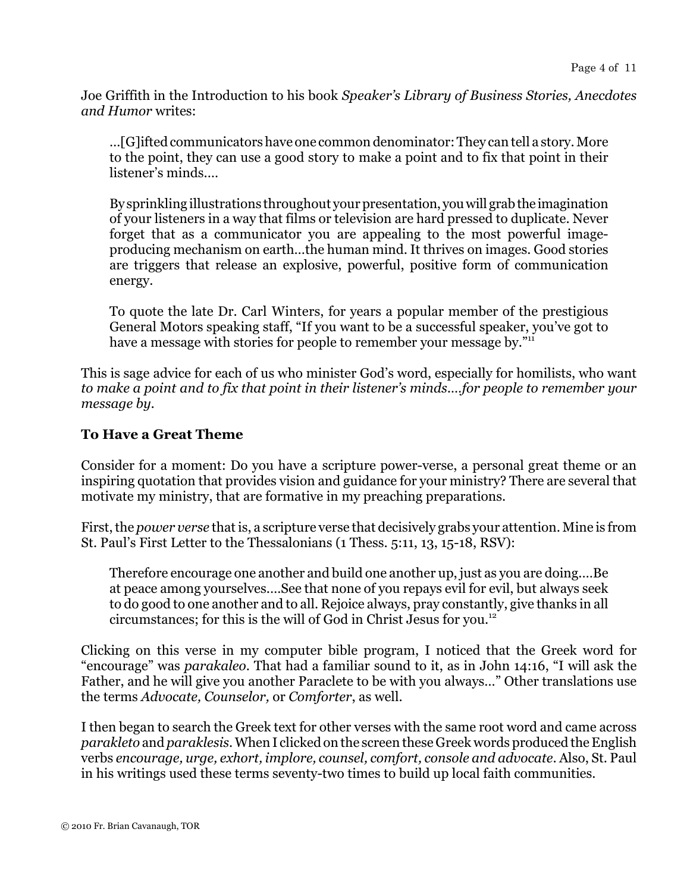Joe Griffith in the Introduction to his book *Speaker's Library of Business Stories, Anecdotes and Humor* writes:

> ...[G]ifted communicators have one common denominator: They can tell a story. More to the point, they can use a good story to make a point and to fix that point in their listener's minds....
>
> By sprinkling illustrations throughout your presentation, you will grab the imagination of your listeners in a way that films or television are hard pressed to duplicate. Never forget that as a communicator you are appealing to the most powerful image-producing mechanism on earth...the human mind. It thrives on images. Good stories are triggers that release an explosive, powerful, positive form of communication energy.
>
> To quote the late Dr. Carl Winters, for years a popular member of the prestigious General Motors speaking staff, "If you want to be a successful speaker, you've got to have a message with stories for people to remember your message by."[11]

This is sage advice for each of us who minister God's word, especially for homilists, who want *to make a point and to fix that point in their listener's minds....for people to remember your message by.*

**To Have a Great Theme**

Consider for a moment: Do you have a scripture power-verse, a personal great theme or an inspiring quotation that provides vision and guidance for your ministry? There are several that motivate my ministry, that are formative in my preaching preparations.

First, the *power verse* that is, a scripture verse that decisively grabs your attention. Mine is from St. Paul's First Letter to the Thessalonians (1 Thess. 5:11, 13, 15-18, RSV):

> Therefore encourage one another and build one another up, just as you are doing....Be at peace among yourselves....See that none of you repays evil for evil, but always seek to do good to one another and to all. Rejoice always, pray constantly, give thanks in all circumstances; for this is the will of God in Christ Jesus for you.[12]

Clicking on this verse in my computer bible program, I noticed that the Greek word for "encourage" was *parakaleo*. That had a familiar sound to it, as in John 14:16, "I will ask the Father, and he will give you another Paraclete to be with you always..." Other translations use the terms *Advocate, Counselor,* or *Comforter*, as well.

I then began to search the Greek text for other verses with the same root word and came across *parakleto* and *paraklesis*. When I clicked on the screen these Greek words produced the English verbs *encourage, urge, exhort, implore, counsel, comfort, console and advocate*. Also, St. Paul in his writings used these terms seventy-two times to build up local faith communities.

© 2010 Fr. Brian Cavanaugh, TOR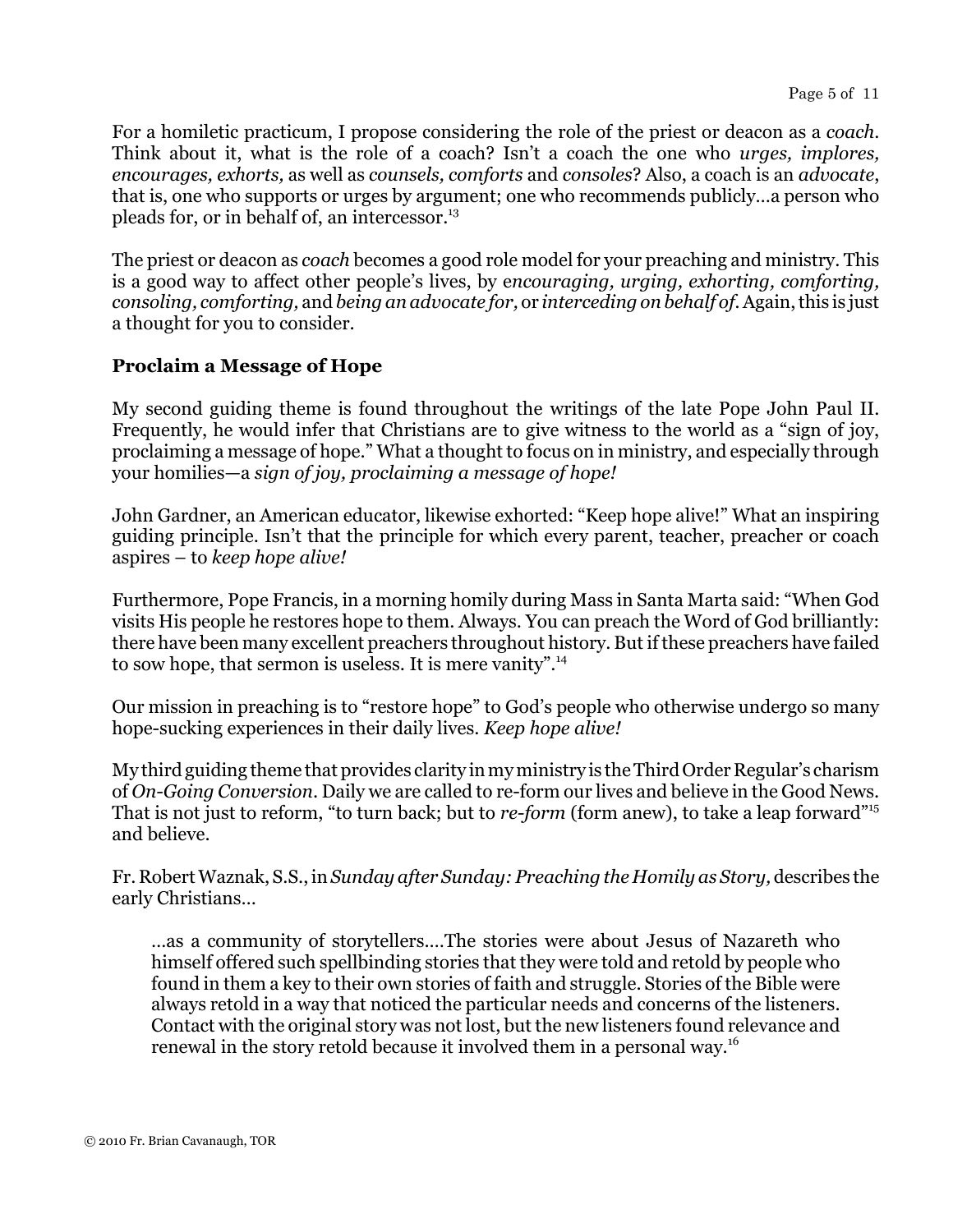For a homiletic practicum, I propose considering the role of the priest or deacon as a *coach*. Think about it, what is the role of a coach? Isn't a coach the one who *urges, implores, encourages, exhorts,* as well as *counsels, comforts* and *consoles*? Also, a coach is an *advocate*, that is, one who supports or urges by argument; one who recommends publicly…a person who pleads for, or in behalf of, an intercessor.[13]

The priest or deacon as *coach* becomes a good role model for your preaching and ministry. This is a good way to affect other people's lives, by e*ncouraging, urging, exhorting, comforting, consoling, comforting,* and *being an advocate for,* or *interceding on behalf of*. Again, this is just a thought for you to consider.

**Proclaim a Message of Hope**

My second guiding theme is found throughout the writings of the late Pope John Paul II. Frequently, he would infer that Christians are to give witness to the world as a "sign of joy, proclaiming a message of hope." What a thought to focus on in ministry, and especially through your homilies—a *sign of joy, proclaiming a message of hope!*

John Gardner, an American educator, likewise exhorted: "Keep hope alive!" What an inspiring guiding principle. Isn't that the principle for which every parent, teacher, preacher or coach aspires – to *keep hope alive!*

Furthermore, Pope Francis, in a morning homily during Mass in Santa Marta said: "When God visits His people he restores hope to them. Always. You can preach the Word of God brilliantly: there have been many excellent preachers throughout history. But if these preachers have failed to sow hope, that sermon is useless. It is mere vanity".[14]

Our mission in preaching is to "restore hope" to God's people who otherwise undergo so many hope-sucking experiences in their daily lives. *Keep hope alive!*

My third guiding theme that provides clarity in my ministry is the Third Order Regular's charism of *On-Going Conversion*. Daily we are called to re-form our lives and believe in the Good News. That is not just to reform, "to turn back; but to *re-form* (form anew), to take a leap forward"[15] and believe.

Fr. Robert Waznak, S.S., in *Sunday after Sunday: Preaching the Homily as Story,* describes the early Christians…

> …as a community of storytellers….The stories were about Jesus of Nazareth who himself offered such spellbinding stories that they were told and retold by people who found in them a key to their own stories of faith and struggle. Stories of the Bible were always retold in a way that noticed the particular needs and concerns of the listeners. Contact with the original story was not lost, but the new listeners found relevance and renewal in the story retold because it involved them in a personal way.[16]

© 2010 Fr. Brian Cavanaugh, TOR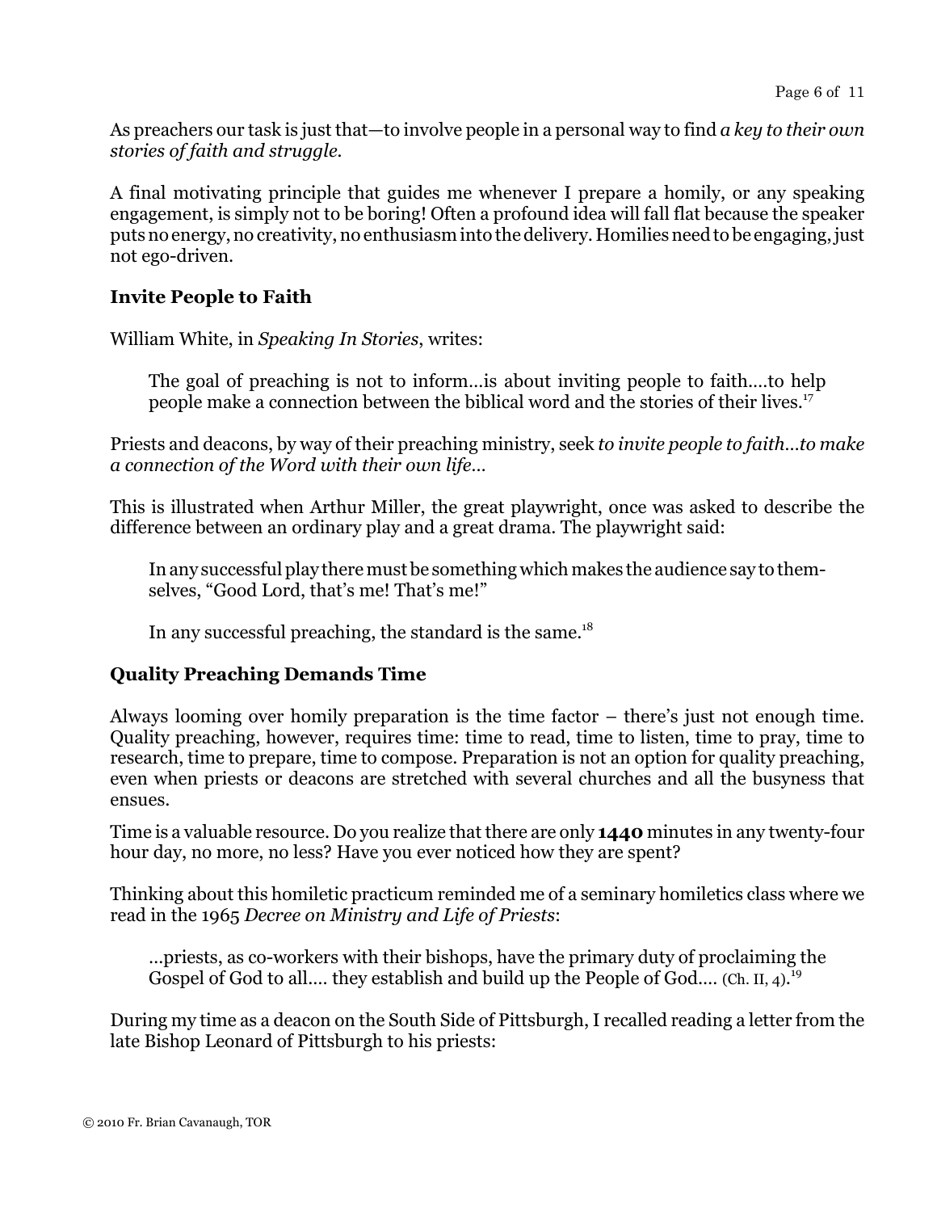As preachers our task is just that—to involve people in a personal way to find *a key to their own stories of faith and struggle.*

A final motivating principle that guides me whenever I prepare a homily, or any speaking engagement, is simply not to be boring! Often a profound idea will fall flat because the speaker puts no energy, no creativity, no enthusiasm into the delivery. Homilies need to be engaging, just not ego-driven.

### Invite People to Faith

William White, in *Speaking In Stories*, writes:

> The goal of preaching is not to inform…is about inviting people to faith….to help people make a connection between the biblical word and the stories of their lives.[17]

Priests and deacons, by way of their preaching ministry, seek *to invite people to faith…to make a connection of the Word with their own life…*

This is illustrated when Arthur Miller, the great playwright, once was asked to describe the difference between an ordinary play and a great drama. The playwright said:

> In any successful play there must be something which makes the audience say to themselves, "Good Lord, that's me! That's me!"
>
> In any successful preaching, the standard is the same.[18]

### Quality Preaching Demands Time

Always looming over homily preparation is the time factor – there's just not enough time. Quality preaching, however, requires time: time to read, time to listen, time to pray, time to research, time to prepare, time to compose. Preparation is not an option for quality preaching, even when priests or deacons are stretched with several churches and all the busyness that ensues.

Time is a valuable resource. Do you realize that there are only **1440** minutes in any twenty-four hour day, no more, no less? Have you ever noticed how they are spent?

Thinking about this homiletic practicum reminded me of a seminary homiletics class where we read in the 1965 *Decree on Ministry and Life of Priests*:

> …priests, as co-workers with their bishops, have the primary duty of proclaiming the Gospel of God to all…. they establish and build up the People of God…. (Ch. II, 4).[19]

During my time as a deacon on the South Side of Pittsburgh, I recalled reading a letter from the late Bishop Leonard of Pittsburgh to his priests: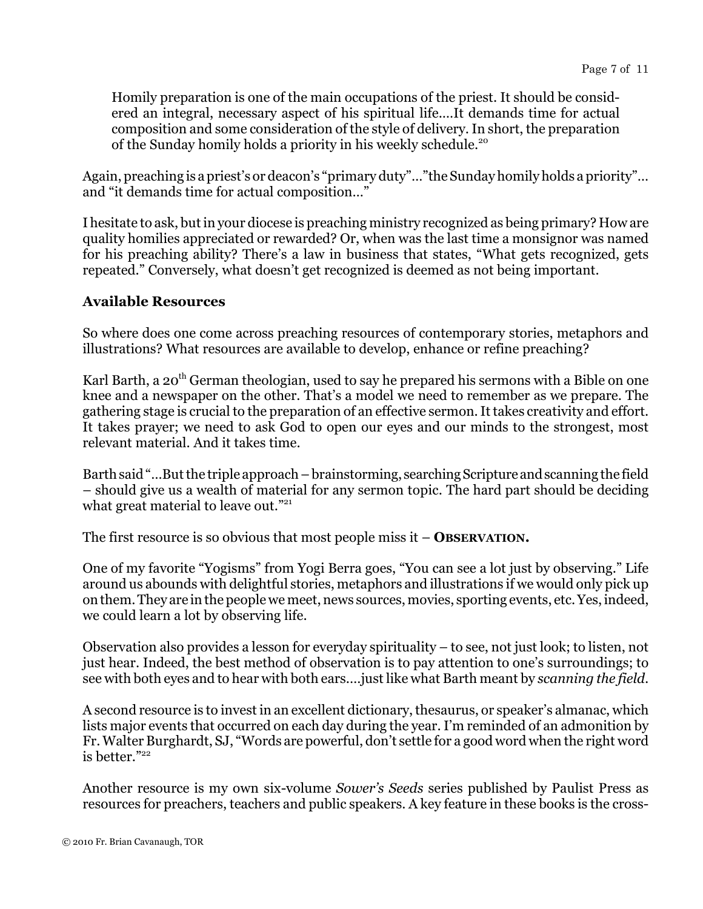> Homily preparation is one of the main occupations of the priest. It should be considered an integral, necessary aspect of his spiritual life....It demands time for actual composition and some consideration of the style of delivery. In short, the preparation of the Sunday homily holds a priority in his weekly schedule.[20]

Again, preaching is a priest's or deacon's "primary duty"…"the Sunday homily holds a priority"… and "it demands time for actual composition…"

I hesitate to ask, but in your diocese is preaching ministry recognized as being primary? How are quality homilies appreciated or rewarded? Or, when was the last time a monsignor was named for his preaching ability? There's a law in business that states, "What gets recognized, gets repeated." Conversely, what doesn't get recognized is deemed as not being important.

## Available Resources

So where does one come across preaching resources of contemporary stories, metaphors and illustrations? What resources are available to develop, enhance or refine preaching?

Karl Barth, a 20th German theologian, used to say he prepared his sermons with a Bible on one knee and a newspaper on the other. That's a model we need to remember as we prepare. The gathering stage is crucial to the preparation of an effective sermon. It takes creativity and effort. It takes prayer; we need to ask God to open our eyes and our minds to the strongest, most relevant material. And it takes time.

Barth said "…But the triple approach – brainstorming, searching Scripture and scanning the field – should give us a wealth of material for any sermon topic. The hard part should be deciding what great material to leave out."[21]

The first resource is so obvious that most people miss it – **OBSERVATION.**

One of my favorite "Yogisms" from Yogi Berra goes, "You can see a lot just by observing." Life around us abounds with delightful stories, metaphors and illustrations if we would only pick up on them. They are in the people we meet, news sources, movies, sporting events, etc. Yes, indeed, we could learn a lot by observing life.

Observation also provides a lesson for everyday spirituality – to see, not just look; to listen, not just hear. Indeed, the best method of observation is to pay attention to one's surroundings; to see with both eyes and to hear with both ears….just like what Barth meant by *scanning the field*.

A second resource is to invest in an excellent dictionary, thesaurus, or speaker's almanac, which lists major events that occurred on each day during the year. I'm reminded of an admonition by Fr. Walter Burghardt, SJ, "Words are powerful, don't settle for a good word when the right word is better."[22]

Another resource is my own six-volume *Sower's Seeds* series published by Paulist Press as resources for preachers, teachers and public speakers. A key feature in these books is the cross-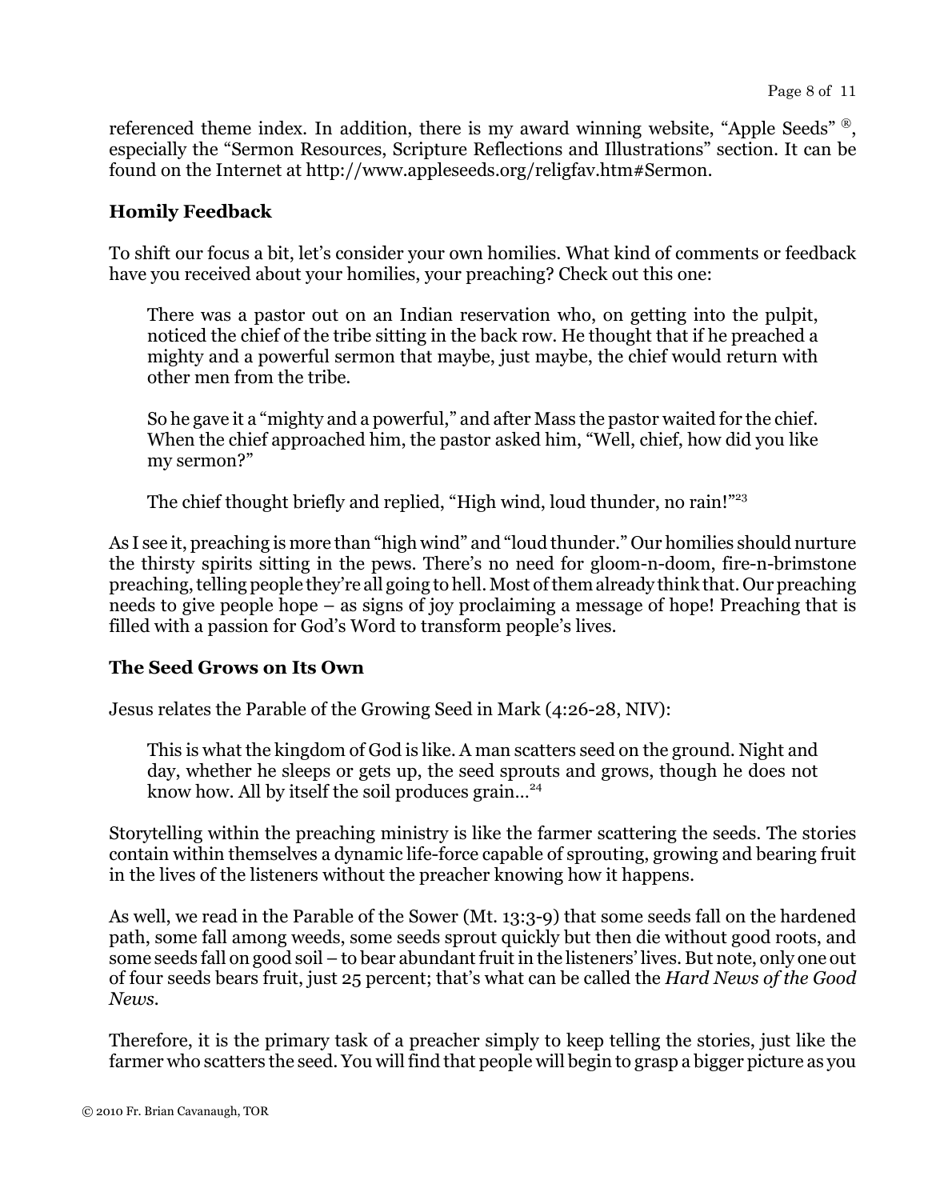referenced theme index. In addition, there is my award winning website, "Apple Seeds" ®, especially the "Sermon Resources, Scripture Reflections and Illustrations" section. It can be found on the Internet at http://www.appleseeds.org/religfav.htm#Sermon.

### Homily Feedback

To shift our focus a bit, let's consider your own homilies. What kind of comments or feedback have you received about your homilies, your preaching? Check out this one:

> There was a pastor out on an Indian reservation who, on getting into the pulpit, noticed the chief of the tribe sitting in the back row. He thought that if he preached a mighty and a powerful sermon that maybe, just maybe, the chief would return with other men from the tribe.
>
> So he gave it a "mighty and a powerful," and after Mass the pastor waited for the chief. When the chief approached him, the pastor asked him, "Well, chief, how did you like my sermon?"
>
> The chief thought briefly and replied, "High wind, loud thunder, no rain!"[23]

As I see it, preaching is more than "high wind" and "loud thunder." Our homilies should nurture the thirsty spirits sitting in the pews. There's no need for gloom-n-doom, fire-n-brimstone preaching, telling people they're all going to hell. Most of them already think that. Our preaching needs to give people hope – as signs of joy proclaiming a message of hope! Preaching that is filled with a passion for God's Word to transform people's lives.

### The Seed Grows on Its Own

Jesus relates the Parable of the Growing Seed in Mark (4:26-28, NIV):

> This is what the kingdom of God is like. A man scatters seed on the ground. Night and day, whether he sleeps or gets up, the seed sprouts and grows, though he does not know how. All by itself the soil produces grain…[24]

Storytelling within the preaching ministry is like the farmer scattering the seeds. The stories contain within themselves a dynamic life-force capable of sprouting, growing and bearing fruit in the lives of the listeners without the preacher knowing how it happens.

As well, we read in the Parable of the Sower (Mt. 13:3-9) that some seeds fall on the hardened path, some fall among weeds, some seeds sprout quickly but then die without good roots, and some seeds fall on good soil – to bear abundant fruit in the listeners' lives. But note, only one out of four seeds bears fruit, just 25 percent; that's what can be called the *Hard News of the Good News*.

Therefore, it is the primary task of a preacher simply to keep telling the stories, just like the farmer who scatters the seed. You will find that people will begin to grasp a bigger picture as you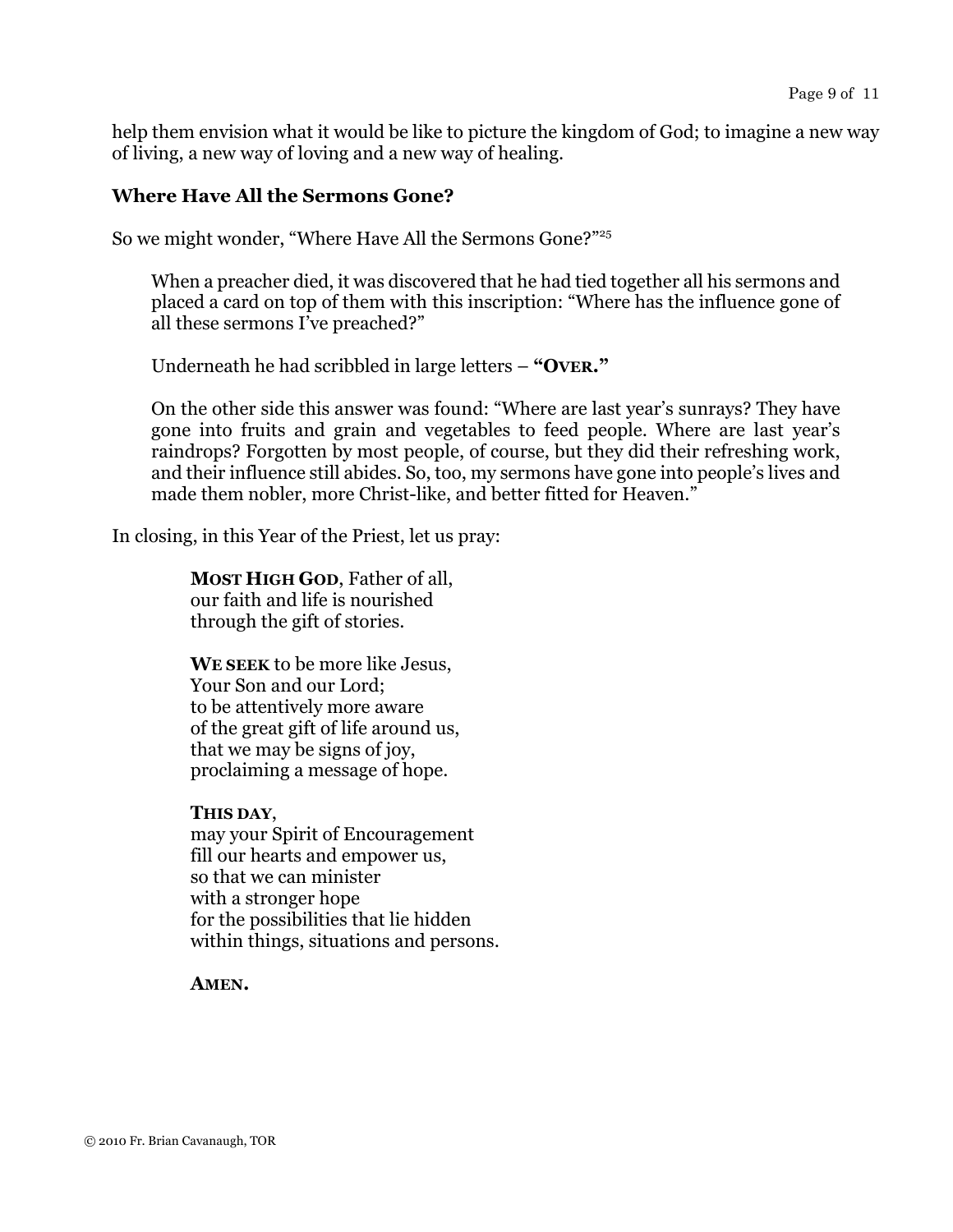help them envision what it would be like to picture the kingdom of God; to imagine a new way of living, a new way of loving and a new way of healing.

## Where Have All the Sermons Gone?

So we might wonder, "Where Have All the Sermons Gone?"[25]

> When a preacher died, it was discovered that he had tied together all his sermons and placed a card on top of them with this inscription: "Where has the influence gone of all these sermons I've preached?"
>
> Underneath he had scribbled in large letters – **"OVER."**
>
> On the other side this answer was found: "Where are last year's sunrays? They have gone into fruits and grain and vegetables to feed people. Where are last year's raindrops? Forgotten by most people, of course, but they did their refreshing work, and their influence still abides. So, too, my sermons have gone into people's lives and made them nobler, more Christ-like, and better fitted for Heaven."

In closing, in this Year of the Priest, let us pray:

> **MOST HIGH GOD**, Father of all,
> our faith and life is nourished
> through the gift of stories.
>
> **WE SEEK** to be more like Jesus,
> Your Son and our Lord;
> to be attentively more aware
> of the great gift of life around us,
> that we may be signs of joy,
> proclaiming a message of hope.
>
> **THIS DAY**,
> may your Spirit of Encouragement
> fill our hearts and empower us,
> so that we can minister
> with a stronger hope
> for the possibilities that lie hidden
> within things, situations and persons.
>
> **AMEN.**

© 2010 Fr. Brian Cavanaugh, TOR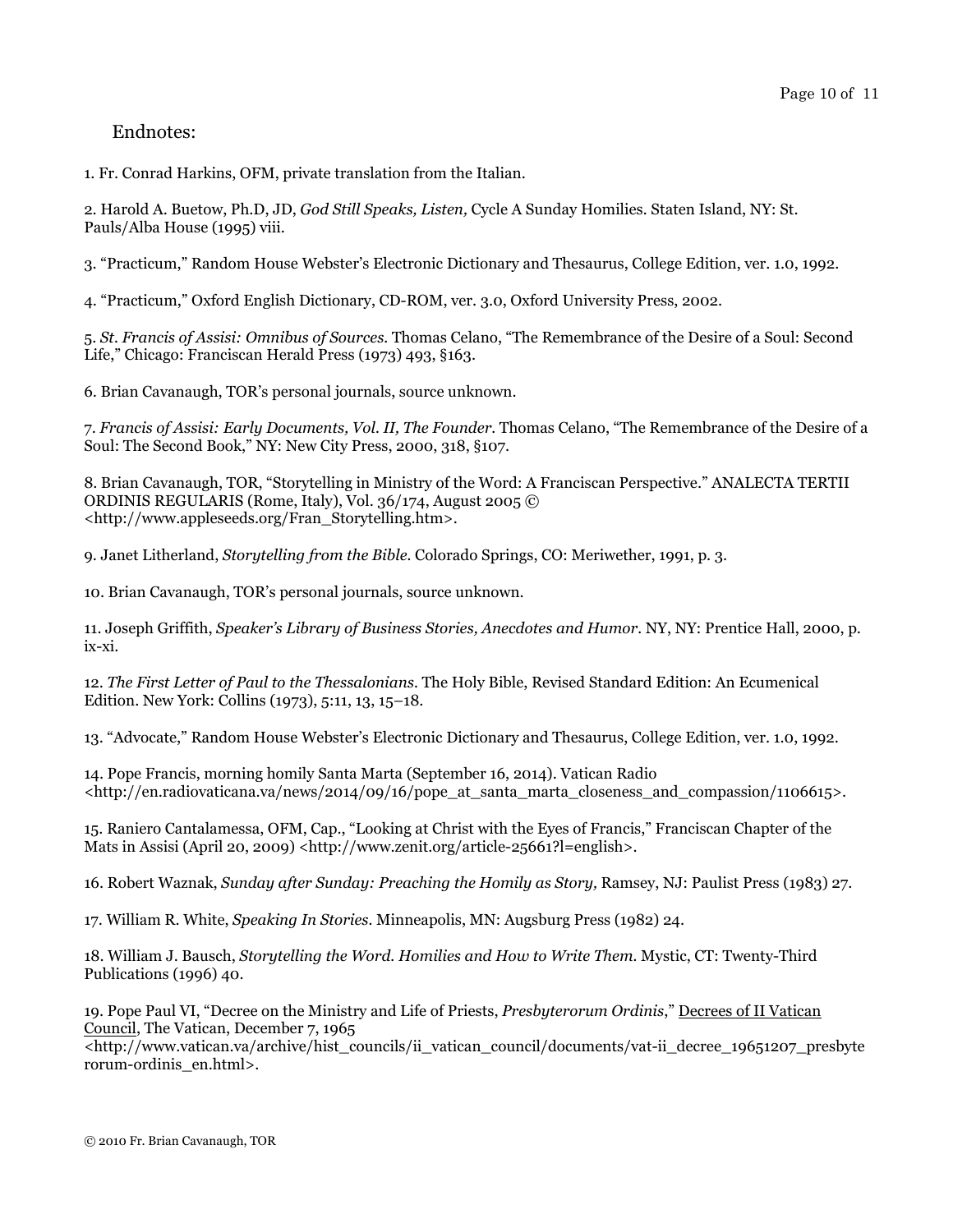## Endnotes:

1. Fr. Conrad Harkins, OFM, private translation from the Italian.

2. Harold A. Buetow, Ph.D, JD, *God Still Speaks, Listen,* Cycle A Sunday Homilies. Staten Island, NY: St. Pauls/Alba House (1995) viii.

3. "Practicum," Random House Webster's Electronic Dictionary and Thesaurus, College Edition, ver. 1.0, 1992.

4. "Practicum," Oxford English Dictionary, CD-ROM, ver. 3.0, Oxford University Press, 2002.

5. *St. Francis of Assisi: Omnibus of Sources*. Thomas Celano, "The Remembrance of the Desire of a Soul: Second Life," Chicago: Franciscan Herald Press (1973) 493, §163.

6. Brian Cavanaugh, TOR's personal journals, source unknown.

7. *Francis of Assisi: Early Documents, Vol. II, The Founder*. Thomas Celano, "The Remembrance of the Desire of a Soul: The Second Book," NY: New City Press, 2000, 318, §107.

8. Brian Cavanaugh, TOR, "Storytelling in Ministry of the Word: A Franciscan Perspective." ANALECTA TERTII ORDINIS REGULARIS (Rome, Italy), Vol. 36/174, August 2005 © <http://www.appleseeds.org/Fran_Storytelling.htm>.

9. Janet Litherland, *Storytelling from the Bible*. Colorado Springs, CO: Meriwether, 1991, p. 3.

10. Brian Cavanaugh, TOR's personal journals, source unknown.

11. Joseph Griffith, *Speaker's Library of Business Stories, Anecdotes and Humor*. NY, NY: Prentice Hall, 2000, p. ix-xi.

12. *The First Letter of Paul to the Thessalonians*. The Holy Bible, Revised Standard Edition: An Ecumenical Edition. New York: Collins (1973), 5:11, 13, 15–18.

13. "Advocate," Random House Webster's Electronic Dictionary and Thesaurus, College Edition, ver. 1.0, 1992.

14. Pope Francis, morning homily Santa Marta (September 16, 2014). Vatican Radio <http://en.radiovaticana.va/news/2014/09/16/pope_at_santa_marta_closeness_and_compassion/1106615>.

15. Raniero Cantalamessa, OFM, Cap., "Looking at Christ with the Eyes of Francis," Franciscan Chapter of the Mats in Assisi (April 20, 2009) <http://www.zenit.org/article-25661?l=english>.

16. Robert Waznak, *Sunday after Sunday: Preaching the Homily as Story,* Ramsey, NJ: Paulist Press (1983) 27.

17. William R. White, *Speaking In Stories*. Minneapolis, MN: Augsburg Press (1982) 24.

18. William J. Bausch, *Storytelling the Word. Homilies and How to Write Them*. Mystic, CT: Twenty-Third Publications (1996) 40.

19. Pope Paul VI, "Decree on the Ministry and Life of Priests, *Presbyterorum Ordinis*," Decrees of II Vatican Council, The Vatican, December 7, 1965 <http://www.vatican.va/archive/hist_councils/ii_vatican_council/documents/vat-ii_decree_19651207_presbyterorum-ordinis_en.html>.

© 2010 Fr. Brian Cavanaugh, TOR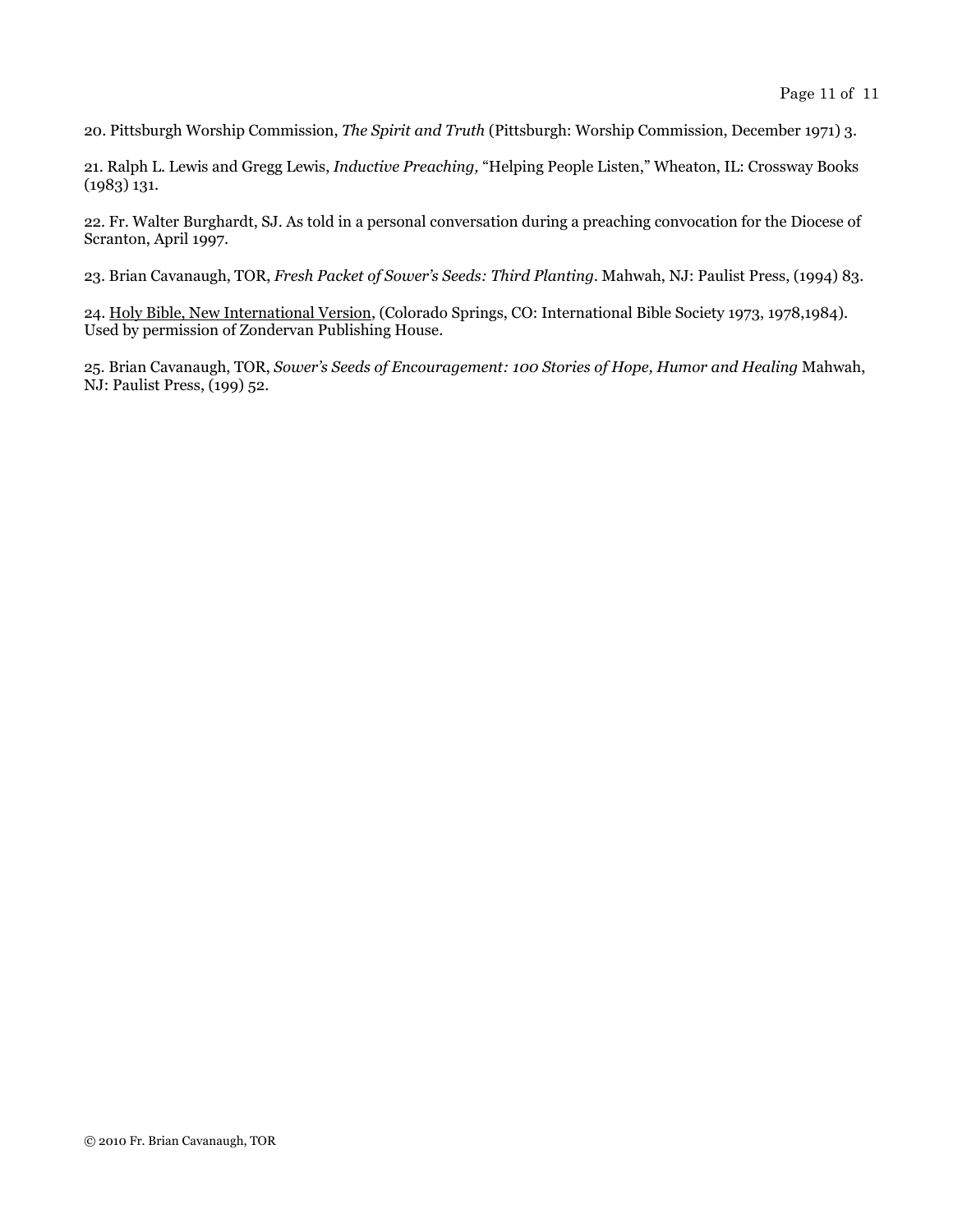20. Pittsburgh Worship Commission, *The Spirit and Truth* (Pittsburgh: Worship Commission, December 1971) 3.

21. Ralph L. Lewis and Gregg Lewis, *Inductive Preaching,* "Helping People Listen," Wheaton, IL: Crossway Books (1983) 131.

22. Fr. Walter Burghardt, SJ. As told in a personal conversation during a preaching convocation for the Diocese of Scranton, April 1997.

23. Brian Cavanaugh, TOR, *Fresh Packet of Sower's Seeds: Third Planting*. Mahwah, NJ: Paulist Press, (1994) 83.

24. <u>Holy Bible, New International Version</u>, (Colorado Springs, CO: International Bible Society 1973, 1978,1984). Used by permission of Zondervan Publishing House.

25. Brian Cavanaugh, TOR, *Sower's Seeds of Encouragement: 100 Stories of Hope, Humor and Healing* Mahwah, NJ: Paulist Press, (199) 52.

© 2010 Fr. Brian Cavanaugh, TOR